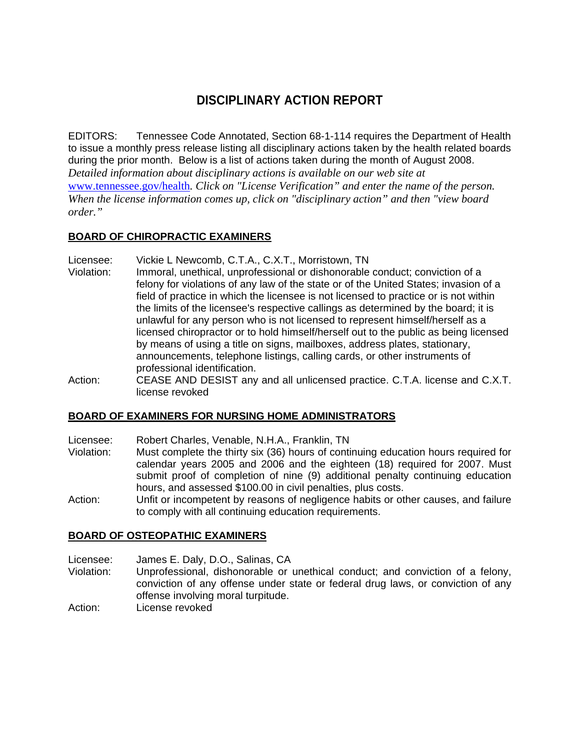# DISCIPLINARY ACTION REPORT

EDITORS: Tennessee Code Annotated, Section 68-1-114 requires the Department of Health to issue a monthly press release listing all disciplinary actions taken by the health related boards during the prior month. Below is a list of actions taken during the month of August 2008. *Detailed information about disciplinary actions is available on our web site at* www.tennessee.gov/health*. Click on "License Verification" and enter the name of the person. When the license information comes up, click on "disciplinary action" and then "view board order."*

## BOARD OF CHIROPRACTIC EXAMINERS

Licensee: Vickie L Newcomb, C.T.A., C.X.T., Morristown, TN
Violation: Immoral, unethical, unprofessional or dishonorable conduct; conviction of a felony for violations of any law of the state or of the United States; invasion of a field of practice in which the licensee is not licensed to practice or is not within the limits of the licensee's respective callings as determined by the board; it is unlawful for any person who is not licensed to represent himself/herself as a licensed chiropractor or to hold himself/herself out to the public as being licensed by means of using a title on signs, mailboxes, address plates, stationary, announcements, telephone listings, calling cards, or other instruments of professional identification.
Action: CEASE AND DESIST any and all unlicensed practice. C.T.A. license and C.X.T. license revoked

## BOARD OF EXAMINERS FOR NURSING HOME ADMINISTRATORS

Licensee: Robert Charles, Venable, N.H.A., Franklin, TN
Violation: Must complete the thirty six (36) hours of continuing education hours required for calendar years 2005 and 2006 and the eighteen (18) required for 2007. Must submit proof of completion of nine (9) additional penalty continuing education hours, and assessed $100.00 in civil penalties, plus costs.
Action: Unfit or incompetent by reasons of negligence habits or other causes, and failure to comply with all continuing education requirements.

## BOARD OF OSTEOPATHIC EXAMINERS

Licensee: James E. Daly, D.O., Salinas, CA
Violation: Unprofessional, dishonorable or unethical conduct; and conviction of a felony, conviction of any offense under state or federal drug laws, or conviction of any offense involving moral turpitude.
Action: License revoked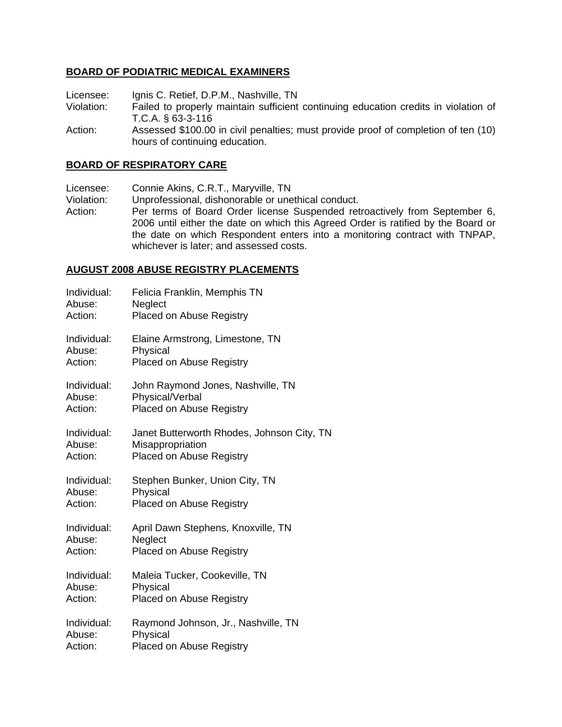## BOARD OF PODIATRIC MEDICAL EXAMINERS

Licensee: Ignis C. Retief, D.P.M., Nashville, TN
Violation: Failed to properly maintain sufficient continuing education credits in violation of T.C.A. § 63-3-116
Action: Assessed $100.00 in civil penalties; must provide proof of completion of ten (10) hours of continuing education.

## BOARD OF RESPIRATORY CARE

Licensee: Connie Akins, C.R.T., Maryville, TN
Violation: Unprofessional, dishonorable or unethical conduct.
Action: Per terms of Board Order license Suspended retroactively from September 6, 2006 until either the date on which this Agreed Order is ratified by the Board or the date on which Respondent enters into a monitoring contract with TNPAP, whichever is later; and assessed costs.

## AUGUST 2008 ABUSE REGISTRY PLACEMENTS

Individual: Felicia Franklin, Memphis TN
Abuse: Neglect
Action: Placed on Abuse Registry

Individual: Elaine Armstrong, Limestone, TN
Abuse: Physical
Action: Placed on Abuse Registry

Individual: John Raymond Jones, Nashville, TN
Abuse: Physical/Verbal
Action: Placed on Abuse Registry

Individual: Janet Butterworth Rhodes, Johnson City, TN
Abuse: Misappropriation
Action: Placed on Abuse Registry

Individual: Stephen Bunker, Union City, TN
Abuse: Physical
Action: Placed on Abuse Registry

Individual: April Dawn Stephens, Knoxville, TN
Abuse: Neglect
Action: Placed on Abuse Registry

Individual: Maleia Tucker, Cookeville, TN
Abuse: Physical
Action: Placed on Abuse Registry

Individual: Raymond Johnson, Jr., Nashville, TN
Abuse: Physical
Action: Placed on Abuse Registry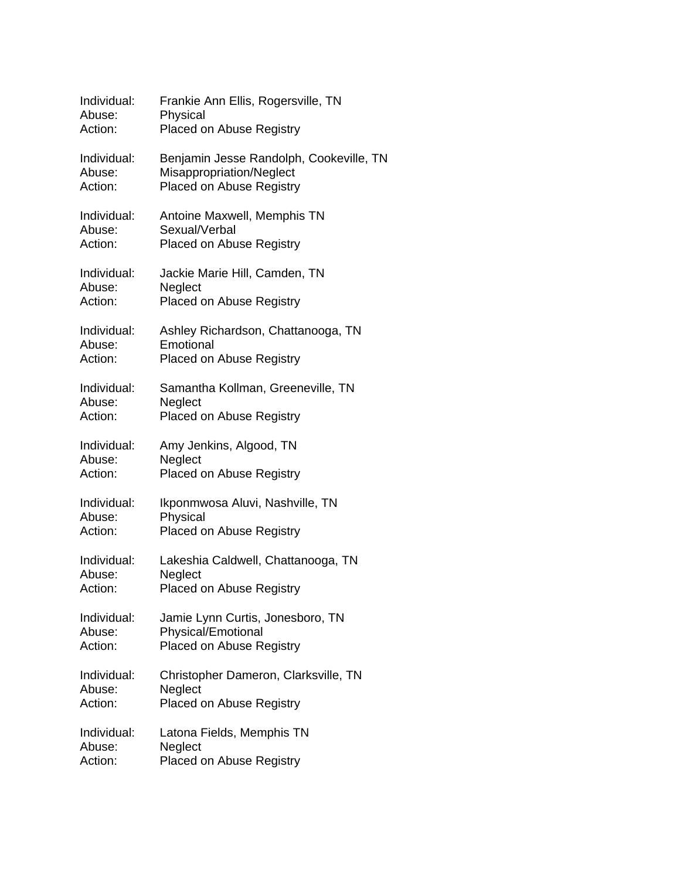Individual: Frankie Ann Ellis, Rogersville, TN
Abuse: Physical
Action: Placed on Abuse Registry

Individual: Benjamin Jesse Randolph, Cookeville, TN
Abuse: Misappropriation/Neglect
Action: Placed on Abuse Registry

Individual: Antoine Maxwell, Memphis TN
Abuse: Sexual/Verbal
Action: Placed on Abuse Registry

Individual: Jackie Marie Hill, Camden, TN
Abuse: Neglect
Action: Placed on Abuse Registry

Individual: Ashley Richardson, Chattanooga, TN
Abuse: Emotional
Action: Placed on Abuse Registry

Individual: Samantha Kollman, Greeneville, TN
Abuse: Neglect
Action: Placed on Abuse Registry

Individual: Amy Jenkins, Algood, TN
Abuse: Neglect
Action: Placed on Abuse Registry

Individual: Ikponmwosa Aluvi, Nashville, TN
Abuse: Physical
Action: Placed on Abuse Registry

Individual: Lakeshia Caldwell, Chattanooga, TN
Abuse: Neglect
Action: Placed on Abuse Registry

Individual: Jamie Lynn Curtis, Jonesboro, TN
Abuse: Physical/Emotional
Action: Placed on Abuse Registry

Individual: Christopher Dameron, Clarksville, TN
Abuse: Neglect
Action: Placed on Abuse Registry

Individual: Latona Fields, Memphis TN
Abuse: Neglect
Action: Placed on Abuse Registry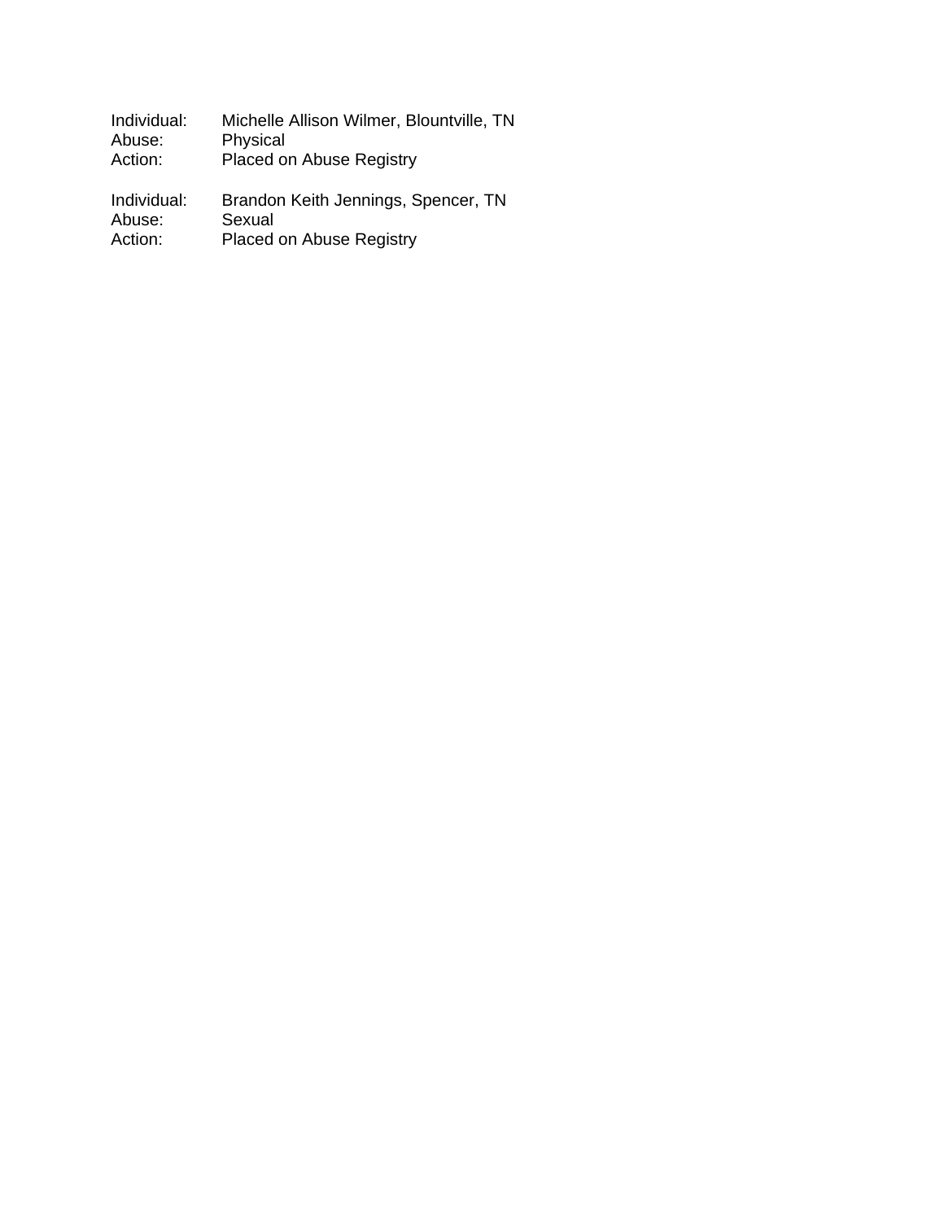Individual: Michelle Allison Wilmer, Blountville, TN
Abuse: Physical
Action: Placed on Abuse Registry

Individual: Brandon Keith Jennings, Spencer, TN
Abuse: Sexual
Action: Placed on Abuse Registry